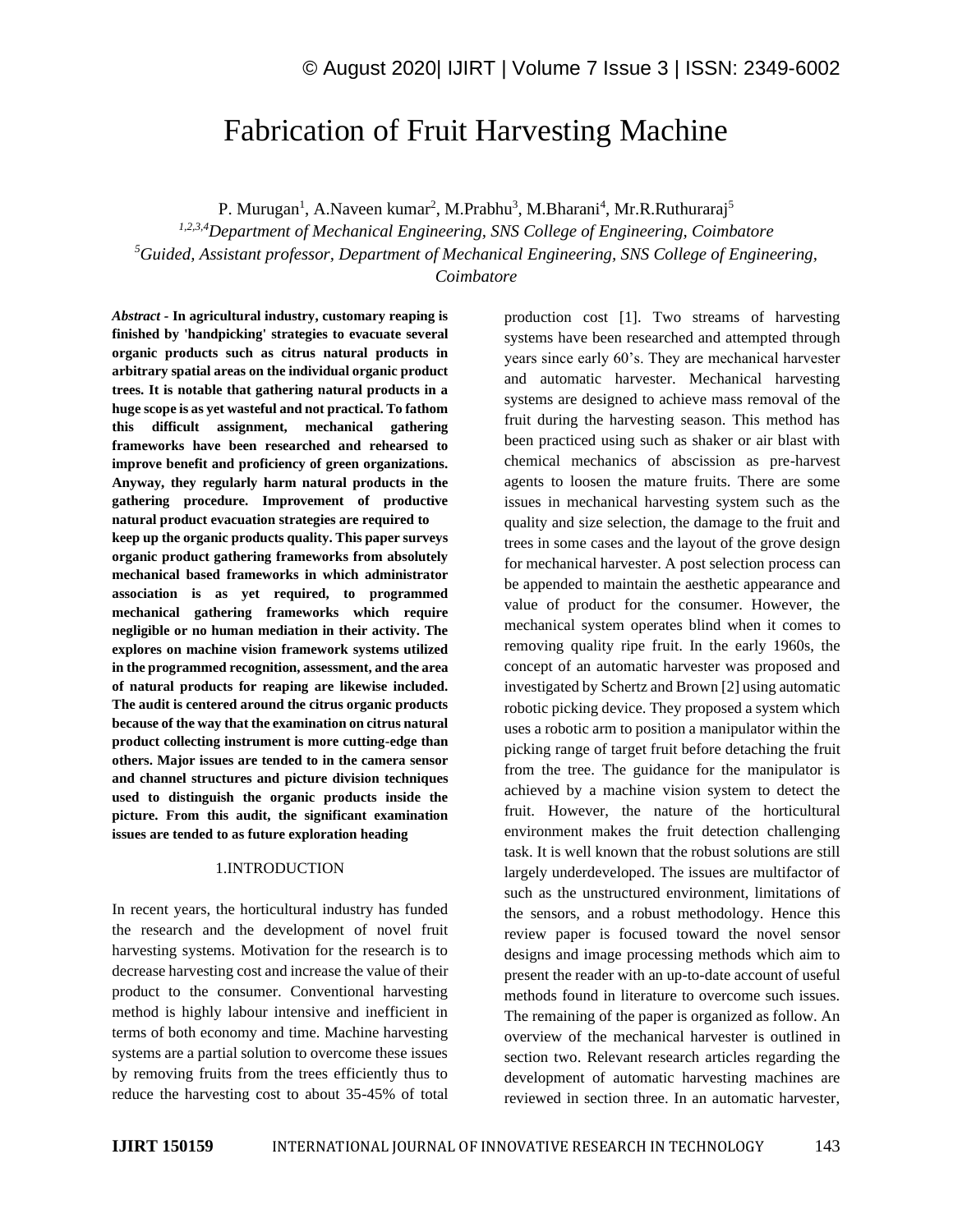# Fabrication of Fruit Harvesting Machine

P. Murugan[1], A.Naveen kumar[2], M.Prabhu[3], M.Bharani[4], Mr.R.Ruthuraraj[5]

*[1,2,3,4]Department of Mechanical Engineering, SNS College of Engineering, Coimbatore*

*[5]Guided, Assistant professor, Department of Mechanical Engineering, SNS College of Engineering, Coimbatore*

***Abstract* - In agricultural industry, customary reaping is finished by 'handpicking' strategies to evacuate several organic products such as citrus natural products in arbitrary spatial areas on the individual organic product trees. It is notable that gathering natural products in a huge scope is as yet wasteful and not practical. To fathom this difficult assignment, mechanical gathering frameworks have been researched and rehearsed to improve benefit and proficiency of green organizations. Anyway, they regularly harm natural products in the gathering procedure. Improvement of productive natural product evacuation strategies are required to keep up the organic products quality. This paper surveys organic product gathering frameworks from absolutely mechanical based frameworks in which administrator association is as yet required, to programmed mechanical gathering frameworks which require negligible or no human mediation in their activity. The explores on machine vision framework systems utilized in the programmed recognition, assessment, and the area of natural products for reaping are likewise included. The audit is centered around the citrus organic products because of the way that the examination on citrus natural product collecting instrument is more cutting-edge than others. Major issues are tended to in the camera sensor and channel structures and picture division techniques used to distinguish the organic products inside the picture. From this audit, the significant examination issues are tended to as future exploration heading**

## 1.INTRODUCTION

In recent years, the horticultural industry has funded the research and the development of novel fruit harvesting systems. Motivation for the research is to decrease harvesting cost and increase the value of their product to the consumer. Conventional harvesting method is highly labour intensive and inefficient in terms of both economy and time. Machine harvesting systems are a partial solution to overcome these issues by removing fruits from the trees efficiently thus to reduce the harvesting cost to about 35-45% of total production cost [1]. Two streams of harvesting systems have been researched and attempted through years since early 60's. They are mechanical harvester and automatic harvester. Mechanical harvesting systems are designed to achieve mass removal of the fruit during the harvesting season. This method has been practiced using such as shaker or air blast with chemical mechanics of abscission as pre-harvest agents to loosen the mature fruits. There are some issues in mechanical harvesting system such as the quality and size selection, the damage to the fruit and trees in some cases and the layout of the grove design for mechanical harvester. A post selection process can be appended to maintain the aesthetic appearance and value of product for the consumer. However, the mechanical system operates blind when it comes to removing quality ripe fruit. In the early 1960s, the concept of an automatic harvester was proposed and investigated by Schertz and Brown [2] using automatic robotic picking device. They proposed a system which uses a robotic arm to position a manipulator within the picking range of target fruit before detaching the fruit from the tree. The guidance for the manipulator is achieved by a machine vision system to detect the fruit. However, the nature of the horticultural environment makes the fruit detection challenging task. It is well known that the robust solutions are still largely underdeveloped. The issues are multifactor of such as the unstructured environment, limitations of the sensors, and a robust methodology. Hence this review paper is focused toward the novel sensor designs and image processing methods which aim to present the reader with an up-to-date account of useful methods found in literature to overcome such issues. The remaining of the paper is organized as follow. An overview of the mechanical harvester is outlined in section two. Relevant research articles regarding the development of automatic harvesting machines are reviewed in section three. In an automatic harvester,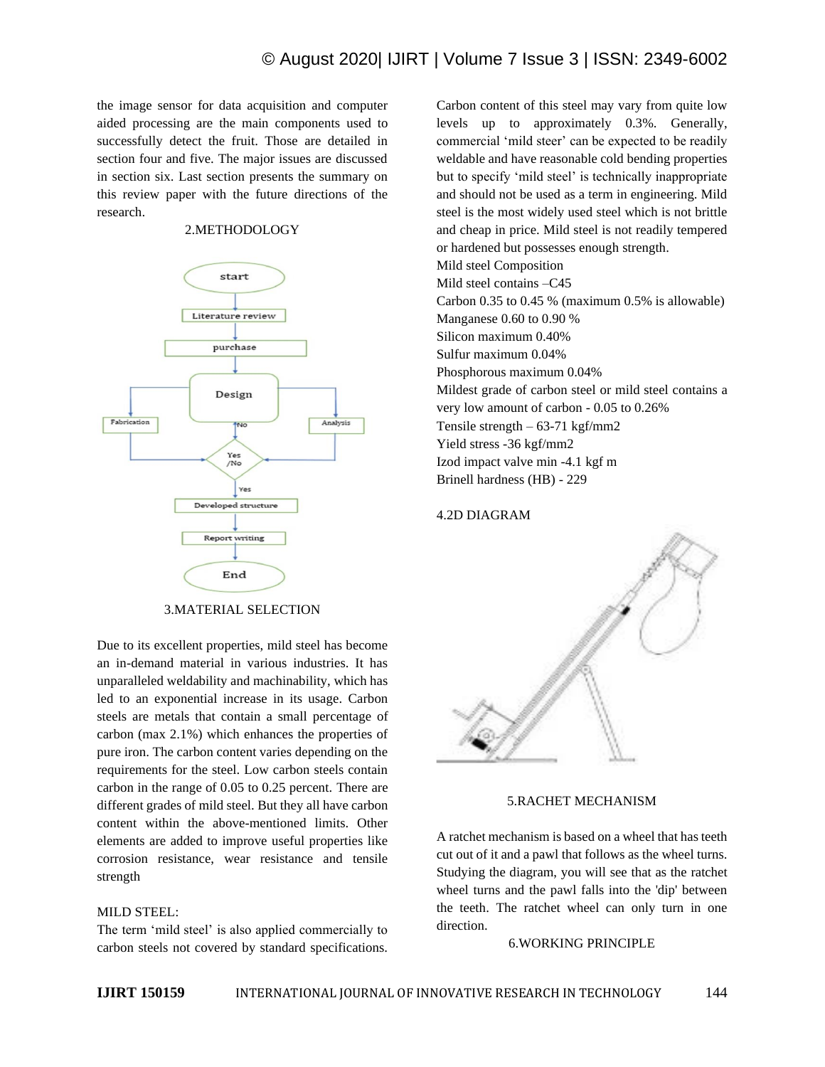the image sensor for data acquisition and computer aided processing are the main components used to successfully detect the fruit. Those are detailed in section four and five. The major issues are discussed in section six. Last section presents the summary on this review paper with the future directions of the research.

## 2.METHODOLOGY

## 3.MATERIAL SELECTION

Due to its excellent properties, mild steel has become an in-demand material in various industries. It has unparalleled weldability and machinability, which has led to an exponential increase in its usage. Carbon steels are metals that contain a small percentage of carbon (max 2.1%) which enhances the properties of pure iron. The carbon content varies depending on the requirements for the steel. Low carbon steels contain carbon in the range of 0.05 to 0.25 percent. There are different grades of mild steel. But they all have carbon content within the above-mentioned limits. Other elements are added to improve useful properties like corrosion resistance, wear resistance and tensile strength

MILD STEEL:

The term 'mild steel' is also applied commercially to carbon steels not covered by standard specifications. Carbon content of this steel may vary from quite low levels up to approximately 0.3%. Generally, commercial 'mild steer' can be expected to be readily weldable and have reasonable cold bending properties but to specify 'mild steel' is technically inappropriate and should not be used as a term in engineering. Mild steel is the most widely used steel which is not brittle and cheap in price. Mild steel is not readily tempered or hardened but possesses enough strength.

Mild steel Composition

Mild steel contains –C45

Carbon 0.35 to 0.45 % (maximum 0.5% is allowable)

Manganese 0.60 to 0.90 %

Silicon maximum 0.40%

Sulfur maximum 0.04%

Phosphorous maximum 0.04%

Mildest grade of carbon steel or mild steel contains a very low amount of carbon - 0.05 to 0.26%

Tensile strength – 63-71 kgf/mm2

Yield stress -36 kgf/mm2

Izod impact valve min -4.1 kgf m

Brinell hardness (HB) - 229

## 4.2D DIAGRAM

## 5.RACHET MECHANISM

A ratchet mechanism is based on a wheel that has teeth cut out of it and a pawl that follows as the wheel turns. Studying the diagram, you will see that as the ratchet wheel turns and the pawl falls into the 'dip' between the teeth. The ratchet wheel can only turn in one direction.

## 6.WORKING PRINCIPLE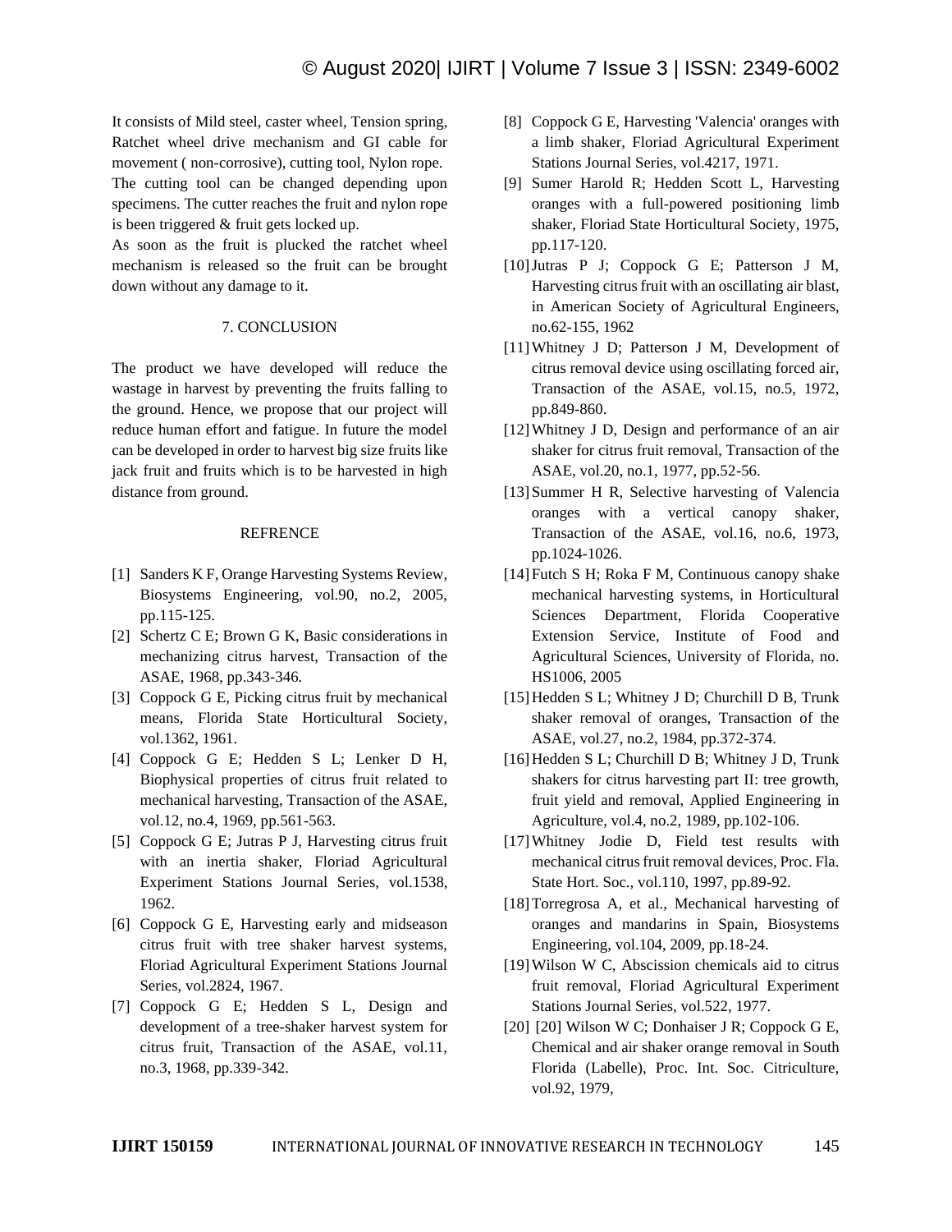It consists of Mild steel, caster wheel, Tension spring, Ratchet wheel drive mechanism and GI cable for movement ( non-corrosive), cutting tool, Nylon rope. The cutting tool can be changed depending upon specimens. The cutter reaches the fruit and nylon rope is been triggered & fruit gets locked up.

As soon as the fruit is plucked the ratchet wheel mechanism is released so the fruit can be brought down without any damage to it.

## 7. CONCLUSION

The product we have developed will reduce the wastage in harvest by preventing the fruits falling to the ground. Hence, we propose that our project will reduce human effort and fatigue. In future the model can be developed in order to harvest big size fruits like jack fruit and fruits which is to be harvested in high distance from ground.

## REFRENCE

[1] Sanders K F, Orange Harvesting Systems Review, Biosystems Engineering, vol.90, no.2, 2005, pp.115-125.

[2] Schertz C E; Brown G K, Basic considerations in mechanizing citrus harvest, Transaction of the ASAE, 1968, pp.343-346.

[3] Coppock G E, Picking citrus fruit by mechanical means, Florida State Horticultural Society, vol.1362, 1961.

[4] Coppock G E; Hedden S L; Lenker D H, Biophysical properties of citrus fruit related to mechanical harvesting, Transaction of the ASAE, vol.12, no.4, 1969, pp.561-563.

[5] Coppock G E; Jutras P J, Harvesting citrus fruit with an inertia shaker, Floriad Agricultural Experiment Stations Journal Series, vol.1538, 1962.

[6] Coppock G E, Harvesting early and midseason citrus fruit with tree shaker harvest systems, Floriad Agricultural Experiment Stations Journal Series, vol.2824, 1967.

[7] Coppock G E; Hedden S L, Design and development of a tree-shaker harvest system for citrus fruit, Transaction of the ASAE, vol.11, no.3, 1968, pp.339-342.

[8] Coppock G E, Harvesting 'Valencia' oranges with a limb shaker, Floriad Agricultural Experiment Stations Journal Series, vol.4217, 1971.

[9] Sumer Harold R; Hedden Scott L, Harvesting oranges with a full-powered positioning limb shaker, Floriad State Horticultural Society, 1975, pp.117-120.

[10] Jutras P J; Coppock G E; Patterson J M, Harvesting citrus fruit with an oscillating air blast, in American Society of Agricultural Engineers, no.62-155, 1962

[11] Whitney J D; Patterson J M, Development of citrus removal device using oscillating forced air, Transaction of the ASAE, vol.15, no.5, 1972, pp.849-860.

[12] Whitney J D, Design and performance of an air shaker for citrus fruit removal, Transaction of the ASAE, vol.20, no.1, 1977, pp.52-56.

[13] Summer H R, Selective harvesting of Valencia oranges with a vertical canopy shaker, Transaction of the ASAE, vol.16, no.6, 1973, pp.1024-1026.

[14] Futch S H; Roka F M, Continuous canopy shake mechanical harvesting systems, in Horticultural Sciences Department, Florida Cooperative Extension Service, Institute of Food and Agricultural Sciences, University of Florida, no. HS1006, 2005

[15] Hedden S L; Whitney J D; Churchill D B, Trunk shaker removal of oranges, Transaction of the ASAE, vol.27, no.2, 1984, pp.372-374.

[16] Hedden S L; Churchill D B; Whitney J D, Trunk shakers for citrus harvesting part II: tree growth, fruit yield and removal, Applied Engineering in Agriculture, vol.4, no.2, 1989, pp.102-106.

[17] Whitney Jodie D, Field test results with mechanical citrus fruit removal devices, Proc. Fla. State Hort. Soc., vol.110, 1997, pp.89-92.

[18] Torregrosa A, et al., Mechanical harvesting of oranges and mandarins in Spain, Biosystems Engineering, vol.104, 2009, pp.18-24.

[19] Wilson W C, Abscission chemicals aid to citrus fruit removal, Floriad Agricultural Experiment Stations Journal Series, vol.522, 1977.

[20] [20] Wilson W C; Donhaiser J R; Coppock G E, Chemical and air shaker orange removal in South Florida (Labelle), Proc. Int. Soc. Citriculture, vol.92, 1979,